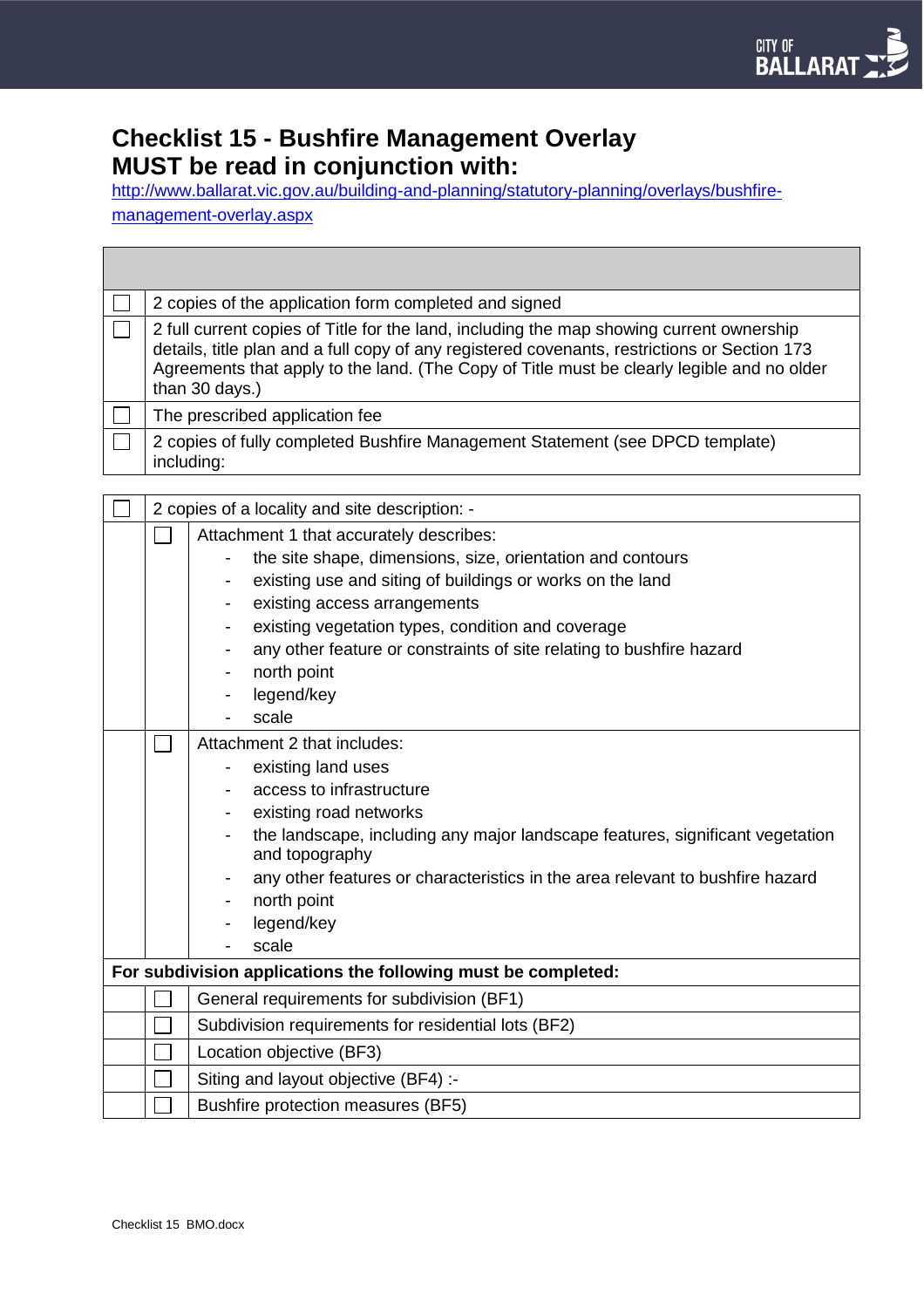# Checklist 15 - Bushfire Management Overlay
# MUST be read in conjunction with:

http://www.ballarat.vic.gov.au/building-and-planning/statutory-planning/overlays/bushfire-management-overlay.aspx

| | |
|---|---|
| ☐ | 2 copies of the application form completed and signed |
| ☐ | 2 full current copies of Title for the land, including the map showing current ownership details, title plan and a full copy of any registered covenants, restrictions or Section 173 Agreements that apply to the land. (The Copy of Title must be clearly legible and no older than 30 days.) |
| ☐ | The prescribed application fee |
| ☐ | 2 copies of fully completed Bushfire Management Statement (see DPCD template) including: |

| | | |
|---|---|---|
| ☐ | 2 copies of a locality and site description: - | |
| | ☐ | Attachment 1 that accurately describes:<br>- the site shape, dimensions, size, orientation and contours<br>- existing use and siting of buildings or works on the land<br>- existing access arrangements<br>- existing vegetation types, condition and coverage<br>- any other feature or constraints of site relating to bushfire hazard<br>- north point<br>- legend/key<br>- scale |
| | ☐ | Attachment 2 that includes:<br>- existing land uses<br>- access to infrastructure<br>- existing road networks<br>- the landscape, including any major landscape features, significant vegetation and topography<br>- any other features or characteristics in the area relevant to bushfire hazard<br>- north point<br>- legend/key<br>- scale |
| **For subdivision applications the following must be completed:** | | |
| | ☐ | General requirements for subdivision (BF1) |
| | ☐ | Subdivision requirements for residential lots (BF2) |
| | ☐ | Location objective (BF3) |
| | ☐ | Siting and layout objective (BF4) :- |
| | ☐ | Bushfire protection measures (BF5) |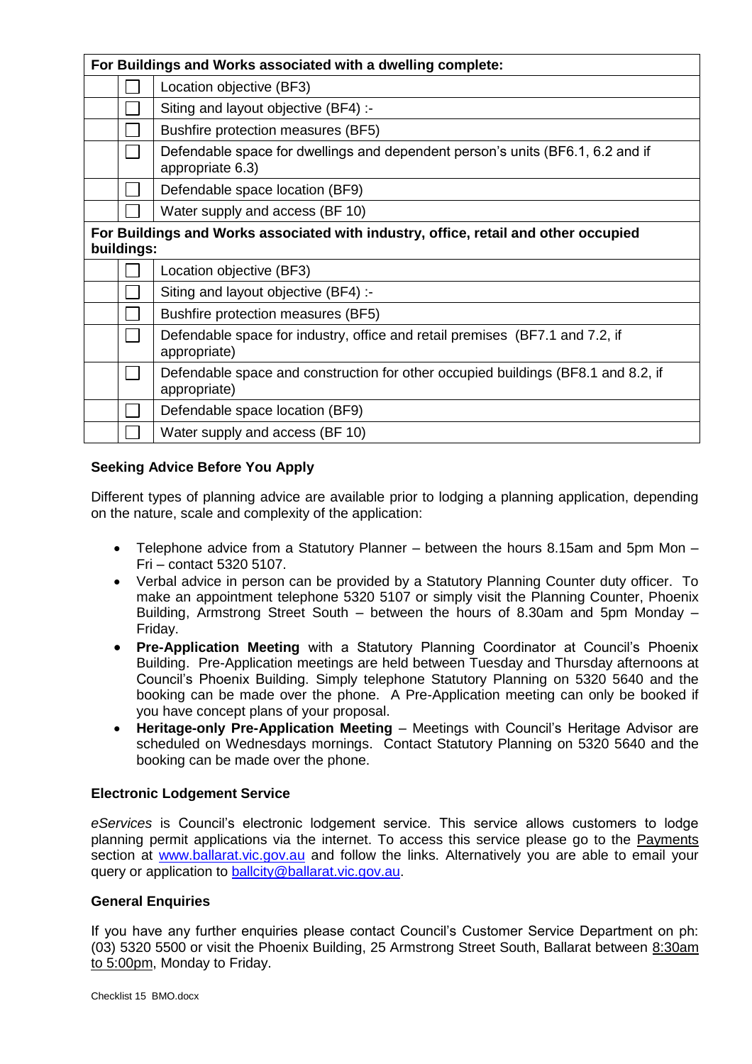| | | |
|---|---|---|
| **For Buildings and Works associated with a dwelling complete:** | | |
| | ☐ | Location objective (BF3) |
| | ☐ | Siting and layout objective (BF4) :- |
| | ☐ | Bushfire protection measures (BF5) |
| | ☐ | Defendable space for dwellings and dependent person's units (BF6.1, 6.2 and if appropriate 6.3) |
| | ☐ | Defendable space location (BF9) |
| | ☐ | Water supply and access (BF 10) |
| **For Buildings and Works associated with industry, office, retail and other occupied buildings:** | | |
| | ☐ | Location objective (BF3) |
| | ☐ | Siting and layout objective (BF4) :- |
| | ☐ | Bushfire protection measures (BF5) |
| | ☐ | Defendable space for industry, office and retail premises (BF7.1 and 7.2, if appropriate) |
| | ☐ | Defendable space and construction for other occupied buildings (BF8.1 and 8.2, if appropriate) |
| | ☐ | Defendable space location (BF9) |
| | ☐ | Water supply and access (BF 10) |

**Seeking Advice Before You Apply**

Different types of planning advice are available prior to lodging a planning application, depending on the nature, scale and complexity of the application:

- Telephone advice from a Statutory Planner – between the hours 8.15am and 5pm Mon – Fri – contact 5320 5107.
- Verbal advice in person can be provided by a Statutory Planning Counter duty officer. To make an appointment telephone 5320 5107 or simply visit the Planning Counter, Phoenix Building, Armstrong Street South – between the hours of 8.30am and 5pm Monday – Friday.
- **Pre-Application Meeting** with a Statutory Planning Coordinator at Council's Phoenix Building. Pre-Application meetings are held between Tuesday and Thursday afternoons at Council's Phoenix Building. Simply telephone Statutory Planning on 5320 5640 and the booking can be made over the phone. A Pre-Application meeting can only be booked if you have concept plans of your proposal.
- **Heritage-only Pre-Application Meeting** – Meetings with Council's Heritage Advisor are scheduled on Wednesdays mornings. Contact Statutory Planning on 5320 5640 and the booking can be made over the phone.

**Electronic Lodgement Service**

*eServices* is Council's electronic lodgement service. This service allows customers to lodge planning permit applications via the internet. To access this service please go to the Payments section at www.ballarat.vic.gov.au and follow the links. Alternatively you are able to email your query or application to ballcity@ballarat.vic.gov.au.

**General Enquiries**

If you have any further enquiries please contact Council's Customer Service Department on ph: (03) 5320 5500 or visit the Phoenix Building, 25 Armstrong Street South, Ballarat between 8:30am to 5:00pm, Monday to Friday.